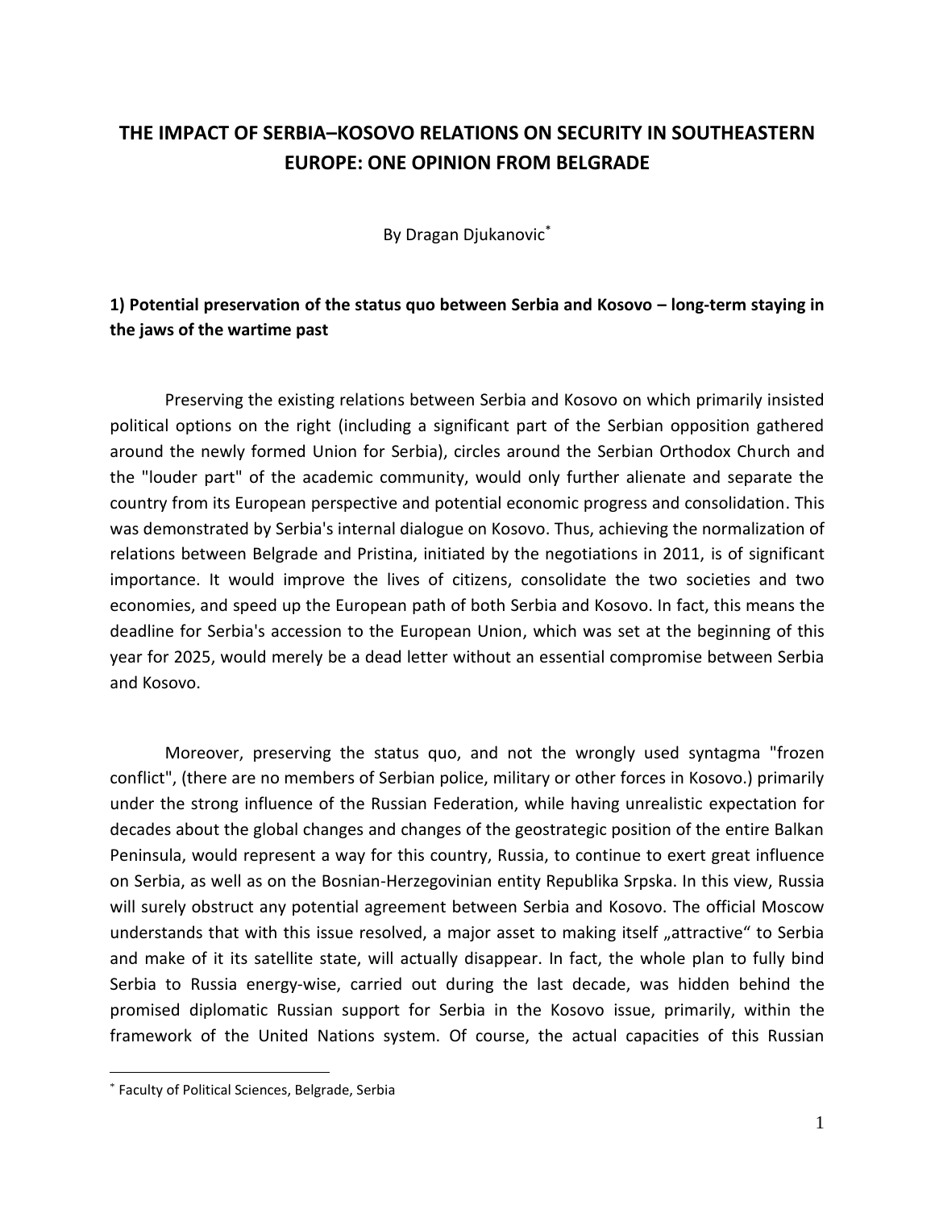# THE IMPACT OF SERBIA–KOSOVO RELATIONS ON SECURITY IN SOUTHEASTERN EUROPE: ONE OPINION FROM BELGRADE

By Dragan Djukanovic[*]

## 1) Potential preservation of the status quo between Serbia and Kosovo – long-term staying in the jaws of the wartime past

Preserving the existing relations between Serbia and Kosovo on which primarily insisted political options on the right (including a significant part of the Serbian opposition gathered around the newly formed Union for Serbia), circles around the Serbian Orthodox Church and the "louder part" of the academic community, would only further alienate and separate the country from its European perspective and potential economic progress and consolidation. This was demonstrated by Serbia's internal dialogue on Kosovo. Thus, achieving the normalization of relations between Belgrade and Pristina, initiated by the negotiations in 2011, is of significant importance. It would improve the lives of citizens, consolidate the two societies and two economies, and speed up the European path of both Serbia and Kosovo. In fact, this means the deadline for Serbia's accession to the European Union, which was set at the beginning of this year for 2025, would merely be a dead letter without an essential compromise between Serbia and Kosovo.

Moreover, preserving the status quo, and not the wrongly used syntagma "frozen conflict", (there are no members of Serbian police, military or other forces in Kosovo.) primarily under the strong influence of the Russian Federation, while having unrealistic expectation for decades about the global changes and changes of the geostrategic position of the entire Balkan Peninsula, would represent a way for this country, Russia, to continue to exert great influence on Serbia, as well as on the Bosnian-Herzegovinian entity Republika Srpska. In this view, Russia will surely obstruct any potential agreement between Serbia and Kosovo. The official Moscow understands that with this issue resolved, a major asset to making itself „attractive" to Serbia and make of it its satellite state, will actually disappear. In fact, the whole plan to fully bind Serbia to Russia energy-wise, carried out during the last decade, was hidden behind the promised diplomatic Russian support for Serbia in the Kosovo issue, primarily, within the framework of the United Nations system. Of course, the actual capacities of this Russian

[*] Faculty of Political Sciences, Belgrade, Serbia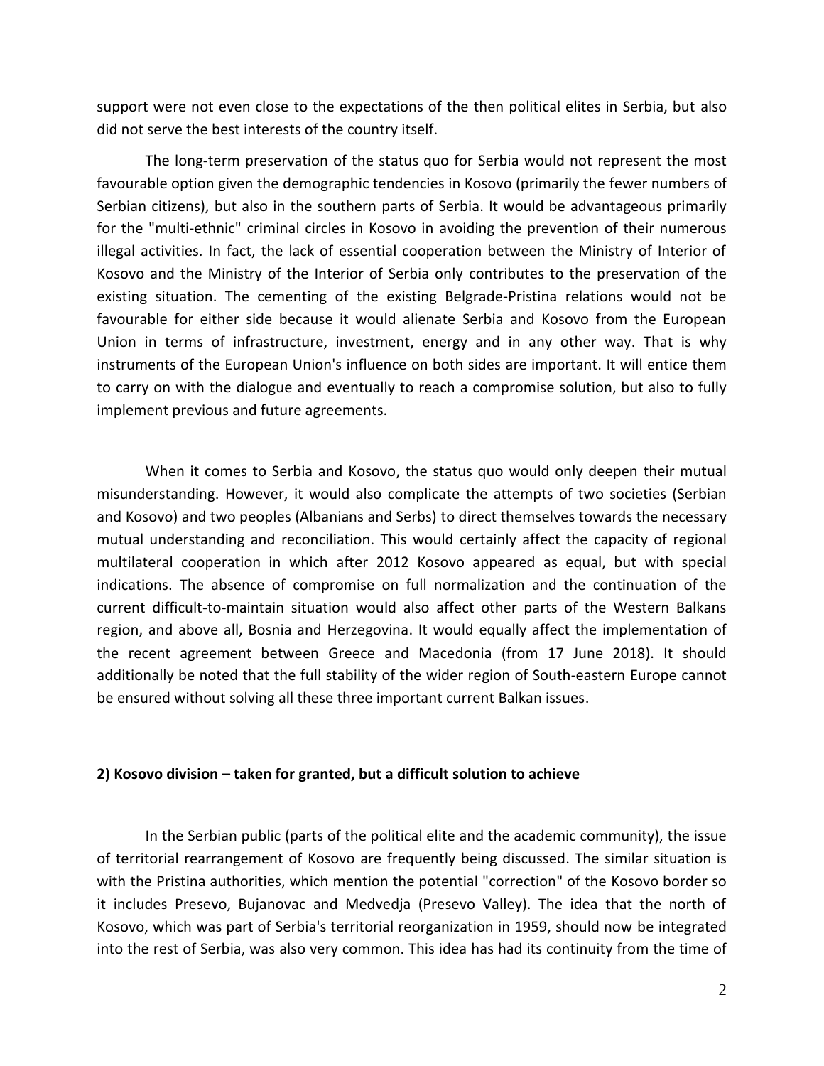support were not even close to the expectations of the then political elites in Serbia, but also did not serve the best interests of the country itself.

The long-term preservation of the status quo for Serbia would not represent the most favourable option given the demographic tendencies in Kosovo (primarily the fewer numbers of Serbian citizens), but also in the southern parts of Serbia. It would be advantageous primarily for the "multi-ethnic" criminal circles in Kosovo in avoiding the prevention of their numerous illegal activities. In fact, the lack of essential cooperation between the Ministry of Interior of Kosovo and the Ministry of the Interior of Serbia only contributes to the preservation of the existing situation. The cementing of the existing Belgrade-Pristina relations would not be favourable for either side because it would alienate Serbia and Kosovo from the European Union in terms of infrastructure, investment, energy and in any other way. That is why instruments of the European Union's influence on both sides are important. It will entice them to carry on with the dialogue and eventually to reach a compromise solution, but also to fully implement previous and future agreements.

When it comes to Serbia and Kosovo, the status quo would only deepen their mutual misunderstanding. However, it would also complicate the attempts of two societies (Serbian and Kosovo) and two peoples (Albanians and Serbs) to direct themselves towards the necessary mutual understanding and reconciliation. This would certainly affect the capacity of regional multilateral cooperation in which after 2012 Kosovo appeared as equal, but with special indications. The absence of compromise on full normalization and the continuation of the current difficult-to-maintain situation would also affect other parts of the Western Balkans region, and above all, Bosnia and Herzegovina. It would equally affect the implementation of the recent agreement between Greece and Macedonia (from 17 June 2018). It should additionally be noted that the full stability of the wider region of South-eastern Europe cannot be ensured without solving all these three important current Balkan issues.

**2) Kosovo division – taken for granted, but a difficult solution to achieve**

In the Serbian public (parts of the political elite and the academic community), the issue of territorial rearrangement of Kosovo are frequently being discussed. The similar situation is with the Pristina authorities, which mention the potential "correction" of the Kosovo border so it includes Presevo, Bujanovac and Medvedja (Presevo Valley). The idea that the north of Kosovo, which was part of Serbia's territorial reorganization in 1959, should now be integrated into the rest of Serbia, was also very common. This idea has had its continuity from the time of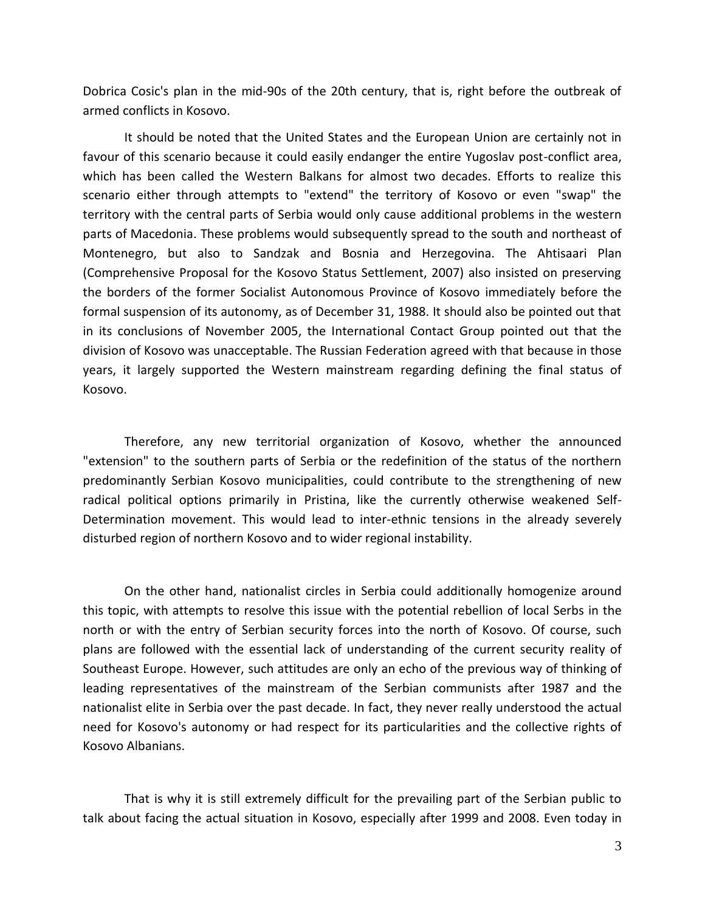Dobrica Cosic's plan in the mid-90s of the 20th century, that is, right before the outbreak of armed conflicts in Kosovo.

It should be noted that the United States and the European Union are certainly not in favour of this scenario because it could easily endanger the entire Yugoslav post-conflict area, which has been called the Western Balkans for almost two decades. Efforts to realize this scenario either through attempts to "extend" the territory of Kosovo or even "swap" the territory with the central parts of Serbia would only cause additional problems in the western parts of Macedonia. These problems would subsequently spread to the south and northeast of Montenegro, but also to Sandzak and Bosnia and Herzegovina. The Ahtisaari Plan (Comprehensive Proposal for the Kosovo Status Settlement, 2007) also insisted on preserving the borders of the former Socialist Autonomous Province of Kosovo immediately before the formal suspension of its autonomy, as of December 31, 1988. It should also be pointed out that in its conclusions of November 2005, the International Contact Group pointed out that the division of Kosovo was unacceptable. The Russian Federation agreed with that because in those years, it largely supported the Western mainstream regarding defining the final status of Kosovo.

Therefore, any new territorial organization of Kosovo, whether the announced "extension" to the southern parts of Serbia or the redefinition of the status of the northern predominantly Serbian Kosovo municipalities, could contribute to the strengthening of new radical political options primarily in Pristina, like the currently otherwise weakened Self-Determination movement. This would lead to inter-ethnic tensions in the already severely disturbed region of northern Kosovo and to wider regional instability.

On the other hand, nationalist circles in Serbia could additionally homogenize around this topic, with attempts to resolve this issue with the potential rebellion of local Serbs in the north or with the entry of Serbian security forces into the north of Kosovo. Of course, such plans are followed with the essential lack of understanding of the current security reality of Southeast Europe. However, such attitudes are only an echo of the previous way of thinking of leading representatives of the mainstream of the Serbian communists after 1987 and the nationalist elite in Serbia over the past decade. In fact, they never really understood the actual need for Kosovo's autonomy or had respect for its particularities and the collective rights of Kosovo Albanians.

That is why it is still extremely difficult for the prevailing part of the Serbian public to talk about facing the actual situation in Kosovo, especially after 1999 and 2008. Even today in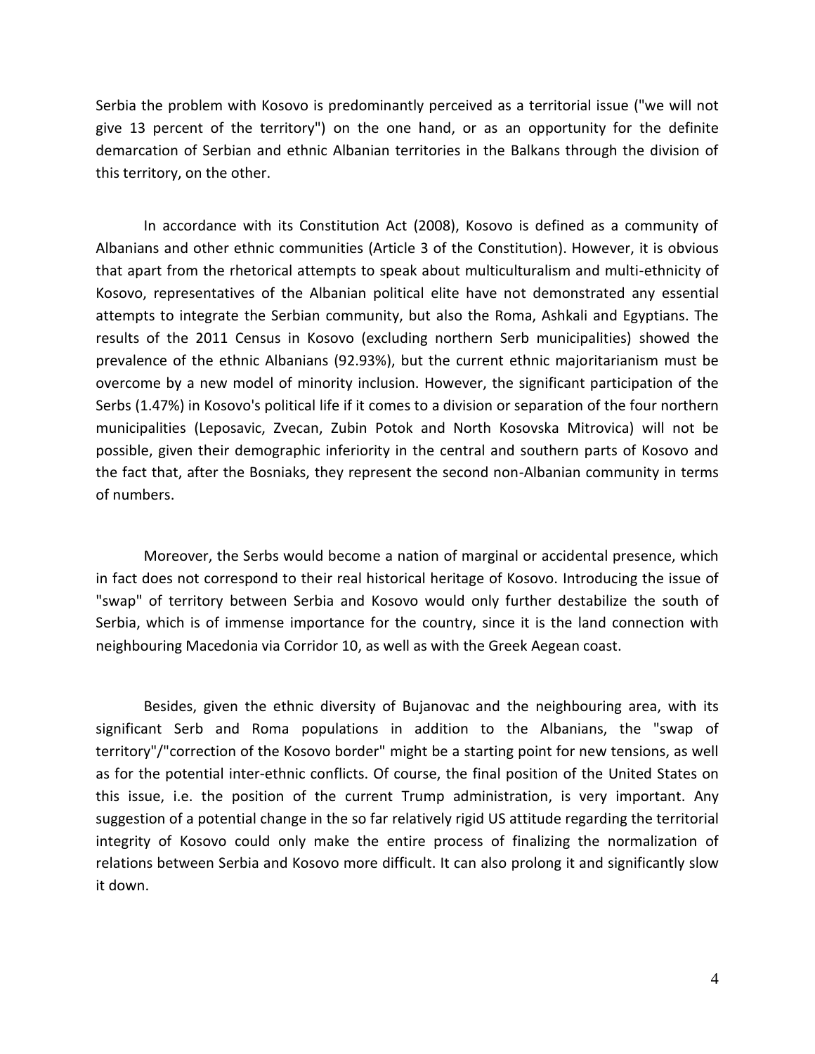Serbia the problem with Kosovo is predominantly perceived as a territorial issue ("we will not give 13 percent of the territory") on the one hand, or as an opportunity for the definite demarcation of Serbian and ethnic Albanian territories in the Balkans through the division of this territory, on the other.

In accordance with its Constitution Act (2008), Kosovo is defined as a community of Albanians and other ethnic communities (Article 3 of the Constitution). However, it is obvious that apart from the rhetorical attempts to speak about multiculturalism and multi-ethnicity of Kosovo, representatives of the Albanian political elite have not demonstrated any essential attempts to integrate the Serbian community, but also the Roma, Ashkali and Egyptians. The results of the 2011 Census in Kosovo (excluding northern Serb municipalities) showed the prevalence of the ethnic Albanians (92.93%), but the current ethnic majoritarianism must be overcome by a new model of minority inclusion. However, the significant participation of the Serbs (1.47%) in Kosovo's political life if it comes to a division or separation of the four northern municipalities (Leposavic, Zvecan, Zubin Potok and North Kosovska Mitrovica) will not be possible, given their demographic inferiority in the central and southern parts of Kosovo and the fact that, after the Bosniaks, they represent the second non-Albanian community in terms of numbers.

Moreover, the Serbs would become a nation of marginal or accidental presence, which in fact does not correspond to their real historical heritage of Kosovo. Introducing the issue of "swap" of territory between Serbia and Kosovo would only further destabilize the south of Serbia, which is of immense importance for the country, since it is the land connection with neighbouring Macedonia via Corridor 10, as well as with the Greek Aegean coast.

Besides, given the ethnic diversity of Bujanovac and the neighbouring area, with its significant Serb and Roma populations in addition to the Albanians, the "swap of territory"/"correction of the Kosovo border" might be a starting point for new tensions, as well as for the potential inter-ethnic conflicts. Of course, the final position of the United States on this issue, i.e. the position of the current Trump administration, is very important. Any suggestion of a potential change in the so far relatively rigid US attitude regarding the territorial integrity of Kosovo could only make the entire process of finalizing the normalization of relations between Serbia and Kosovo more difficult. It can also prolong it and significantly slow it down.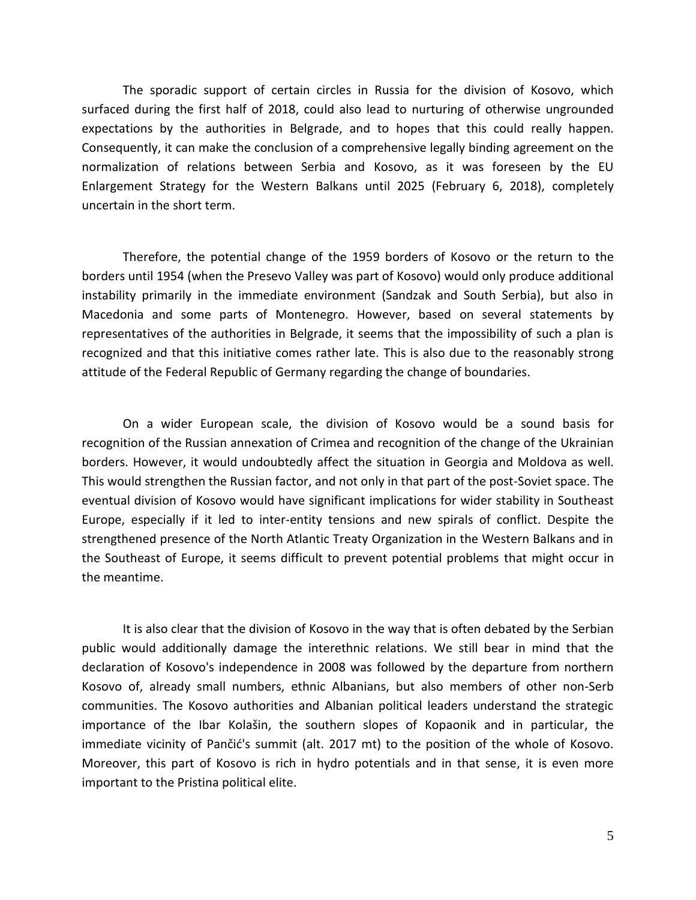The sporadic support of certain circles in Russia for the division of Kosovo, which surfaced during the first half of 2018, could also lead to nurturing of otherwise ungrounded expectations by the authorities in Belgrade, and to hopes that this could really happen. Consequently, it can make the conclusion of a comprehensive legally binding agreement on the normalization of relations between Serbia and Kosovo, as it was foreseen by the EU Enlargement Strategy for the Western Balkans until 2025 (February 6, 2018), completely uncertain in the short term.

Therefore, the potential change of the 1959 borders of Kosovo or the return to the borders until 1954 (when the Presevo Valley was part of Kosovo) would only produce additional instability primarily in the immediate environment (Sandzak and South Serbia), but also in Macedonia and some parts of Montenegro. However, based on several statements by representatives of the authorities in Belgrade, it seems that the impossibility of such a plan is recognized and that this initiative comes rather late. This is also due to the reasonably strong attitude of the Federal Republic of Germany regarding the change of boundaries.

On a wider European scale, the division of Kosovo would be a sound basis for recognition of the Russian annexation of Crimea and recognition of the change of the Ukrainian borders. However, it would undoubtedly affect the situation in Georgia and Moldova as well. This would strengthen the Russian factor, and not only in that part of the post-Soviet space. The eventual division of Kosovo would have significant implications for wider stability in Southeast Europe, especially if it led to inter-entity tensions and new spirals of conflict. Despite the strengthened presence of the North Atlantic Treaty Organization in the Western Balkans and in the Southeast of Europe, it seems difficult to prevent potential problems that might occur in the meantime.

It is also clear that the division of Kosovo in the way that is often debated by the Serbian public would additionally damage the interethnic relations. We still bear in mind that the declaration of Kosovo's independence in 2008 was followed by the departure from northern Kosovo of, already small numbers, ethnic Albanians, but also members of other non-Serb communities. The Kosovo authorities and Albanian political leaders understand the strategic importance of the Ibar Kolašin, the southern slopes of Kopaonik and in particular, the immediate vicinity of Pančić's summit (alt. 2017 mt) to the position of the whole of Kosovo. Moreover, this part of Kosovo is rich in hydro potentials and in that sense, it is even more important to the Pristina political elite.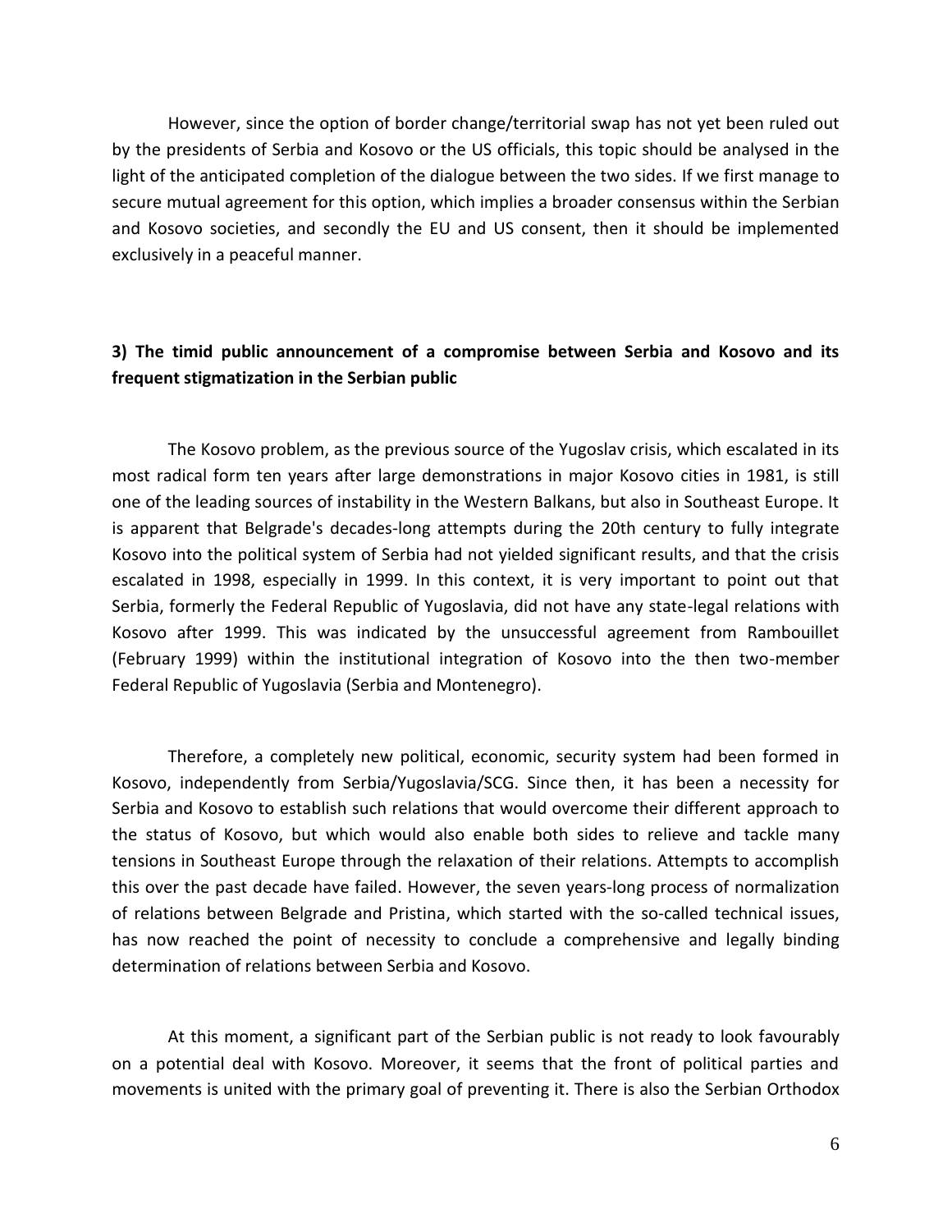However, since the option of border change/territorial swap has not yet been ruled out by the presidents of Serbia and Kosovo or the US officials, this topic should be analysed in the light of the anticipated completion of the dialogue between the two sides. If we first manage to secure mutual agreement for this option, which implies a broader consensus within the Serbian and Kosovo societies, and secondly the EU and US consent, then it should be implemented exclusively in a peaceful manner.

### 3) The timid public announcement of a compromise between Serbia and Kosovo and its frequent stigmatization in the Serbian public

The Kosovo problem, as the previous source of the Yugoslav crisis, which escalated in its most radical form ten years after large demonstrations in major Kosovo cities in 1981, is still one of the leading sources of instability in the Western Balkans, but also in Southeast Europe. It is apparent that Belgrade's decades-long attempts during the 20th century to fully integrate Kosovo into the political system of Serbia had not yielded significant results, and that the crisis escalated in 1998, especially in 1999. In this context, it is very important to point out that Serbia, formerly the Federal Republic of Yugoslavia, did not have any state-legal relations with Kosovo after 1999. This was indicated by the unsuccessful agreement from Rambouillet (February 1999) within the institutional integration of Kosovo into the then two-member Federal Republic of Yugoslavia (Serbia and Montenegro).

Therefore, a completely new political, economic, security system had been formed in Kosovo, independently from Serbia/Yugoslavia/SCG. Since then, it has been a necessity for Serbia and Kosovo to establish such relations that would overcome their different approach to the status of Kosovo, but which would also enable both sides to relieve and tackle many tensions in Southeast Europe through the relaxation of their relations. Attempts to accomplish this over the past decade have failed. However, the seven years-long process of normalization of relations between Belgrade and Pristina, which started with the so-called technical issues, has now reached the point of necessity to conclude a comprehensive and legally binding determination of relations between Serbia and Kosovo.

At this moment, a significant part of the Serbian public is not ready to look favourably on a potential deal with Kosovo. Moreover, it seems that the front of political parties and movements is united with the primary goal of preventing it. There is also the Serbian Orthodox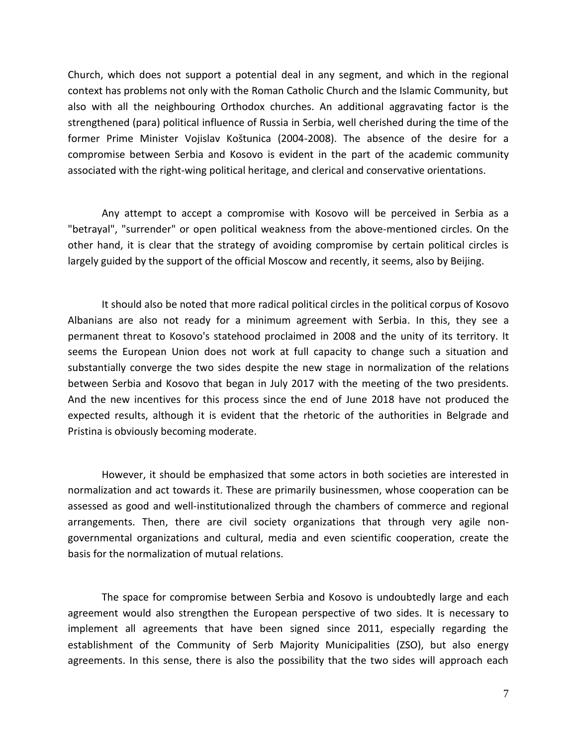Church, which does not support a potential deal in any segment, and which in the regional context has problems not only with the Roman Catholic Church and the Islamic Community, but also with all the neighbouring Orthodox churches. An additional aggravating factor is the strengthened (para) political influence of Russia in Serbia, well cherished during the time of the former Prime Minister Vojislav Koštunica (2004-2008). The absence of the desire for a compromise between Serbia and Kosovo is evident in the part of the academic community associated with the right-wing political heritage, and clerical and conservative orientations.

Any attempt to accept a compromise with Kosovo will be perceived in Serbia as a "betrayal", "surrender" or open political weakness from the above-mentioned circles. On the other hand, it is clear that the strategy of avoiding compromise by certain political circles is largely guided by the support of the official Moscow and recently, it seems, also by Beijing.

It should also be noted that more radical political circles in the political corpus of Kosovo Albanians are also not ready for a minimum agreement with Serbia. In this, they see a permanent threat to Kosovo's statehood proclaimed in 2008 and the unity of its territory. It seems the European Union does not work at full capacity to change such a situation and substantially converge the two sides despite the new stage in normalization of the relations between Serbia and Kosovo that began in July 2017 with the meeting of the two presidents. And the new incentives for this process since the end of June 2018 have not produced the expected results, although it is evident that the rhetoric of the authorities in Belgrade and Pristina is obviously becoming moderate.

However, it should be emphasized that some actors in both societies are interested in normalization and act towards it. These are primarily businessmen, whose cooperation can be assessed as good and well-institutionalized through the chambers of commerce and regional arrangements. Then, there are civil society organizations that through very agile non-governmental organizations and cultural, media and even scientific cooperation, create the basis for the normalization of mutual relations.

The space for compromise between Serbia and Kosovo is undoubtedly large and each agreement would also strengthen the European perspective of two sides. It is necessary to implement all agreements that have been signed since 2011, especially regarding the establishment of the Community of Serb Majority Municipalities (ZSO), but also energy agreements. In this sense, there is also the possibility that the two sides will approach each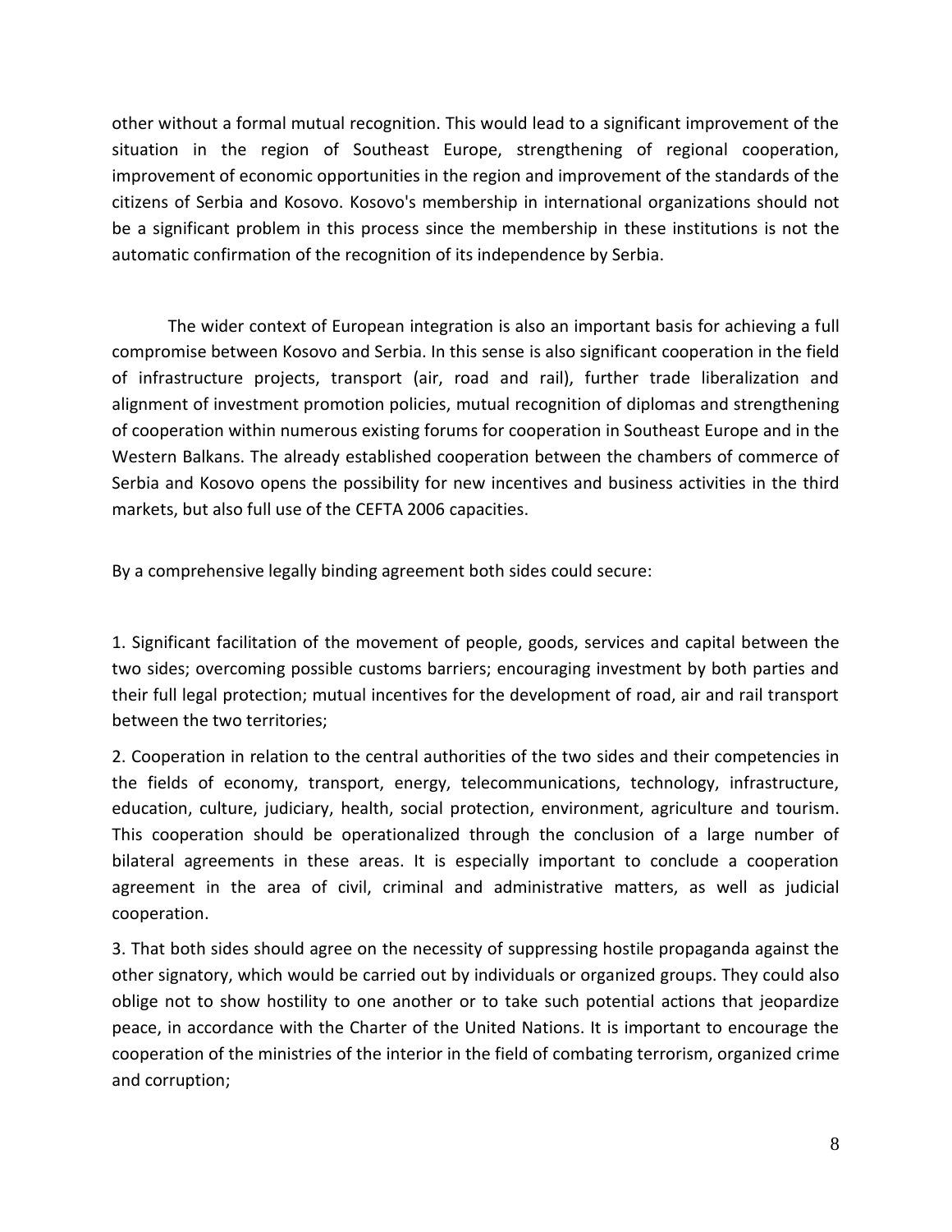other without a formal mutual recognition. This would lead to a significant improvement of the situation in the region of Southeast Europe, strengthening of regional cooperation, improvement of economic opportunities in the region and improvement of the standards of the citizens of Serbia and Kosovo. Kosovo's membership in international organizations should not be a significant problem in this process since the membership in these institutions is not the automatic confirmation of the recognition of its independence by Serbia.

The wider context of European integration is also an important basis for achieving a full compromise between Kosovo and Serbia. In this sense is also significant cooperation in the field of infrastructure projects, transport (air, road and rail), further trade liberalization and alignment of investment promotion policies, mutual recognition of diplomas and strengthening of cooperation within numerous existing forums for cooperation in Southeast Europe and in the Western Balkans. The already established cooperation between the chambers of commerce of Serbia and Kosovo opens the possibility for new incentives and business activities in the third markets, but also full use of the CEFTA 2006 capacities.

By a comprehensive legally binding agreement both sides could secure:

1. Significant facilitation of the movement of people, goods, services and capital between the two sides; overcoming possible customs barriers; encouraging investment by both parties and their full legal protection; mutual incentives for the development of road, air and rail transport between the two territories;

2. Cooperation in relation to the central authorities of the two sides and their competencies in the fields of economy, transport, energy, telecommunications, technology, infrastructure, education, culture, judiciary, health, social protection, environment, agriculture and tourism. This cooperation should be operationalized through the conclusion of a large number of bilateral agreements in these areas. It is especially important to conclude a cooperation agreement in the area of civil, criminal and administrative matters, as well as judicial cooperation.

3. That both sides should agree on the necessity of suppressing hostile propaganda against the other signatory, which would be carried out by individuals or organized groups. They could also oblige not to show hostility to one another or to take such potential actions that jeopardize peace, in accordance with the Charter of the United Nations. It is important to encourage the cooperation of the ministries of the interior in the field of combating terrorism, organized crime and corruption;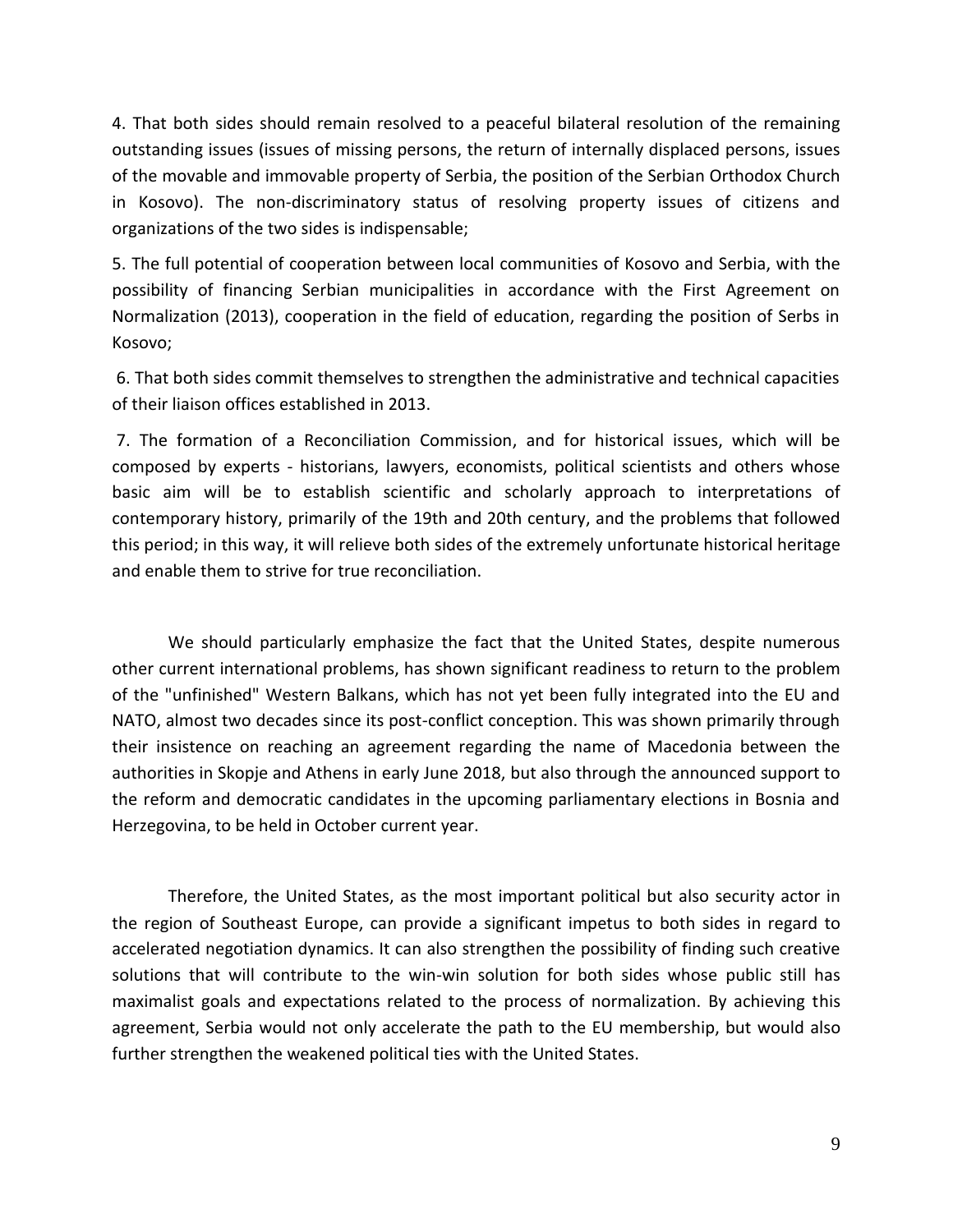4. That both sides should remain resolved to a peaceful bilateral resolution of the remaining outstanding issues (issues of missing persons, the return of internally displaced persons, issues of the movable and immovable property of Serbia, the position of the Serbian Orthodox Church in Kosovo). The non-discriminatory status of resolving property issues of citizens and organizations of the two sides is indispensable;

5. The full potential of cooperation between local communities of Kosovo and Serbia, with the possibility of financing Serbian municipalities in accordance with the First Agreement on Normalization (2013), cooperation in the field of education, regarding the position of Serbs in Kosovo;

6. That both sides commit themselves to strengthen the administrative and technical capacities of their liaison offices established in 2013.

7. The formation of a Reconciliation Commission, and for historical issues, which will be composed by experts - historians, lawyers, economists, political scientists and others whose basic aim will be to establish scientific and scholarly approach to interpretations of contemporary history, primarily of the 19th and 20th century, and the problems that followed this period; in this way, it will relieve both sides of the extremely unfortunate historical heritage and enable them to strive for true reconciliation.

We should particularly emphasize the fact that the United States, despite numerous other current international problems, has shown significant readiness to return to the problem of the "unfinished" Western Balkans, which has not yet been fully integrated into the EU and NATO, almost two decades since its post-conflict conception. This was shown primarily through their insistence on reaching an agreement regarding the name of Macedonia between the authorities in Skopje and Athens in early June 2018, but also through the announced support to the reform and democratic candidates in the upcoming parliamentary elections in Bosnia and Herzegovina, to be held in October current year.

Therefore, the United States, as the most important political but also security actor in the region of Southeast Europe, can provide a significant impetus to both sides in regard to accelerated negotiation dynamics. It can also strengthen the possibility of finding such creative solutions that will contribute to the win-win solution for both sides whose public still has maximalist goals and expectations related to the process of normalization. By achieving this agreement, Serbia would not only accelerate the path to the EU membership, but would also further strengthen the weakened political ties with the United States.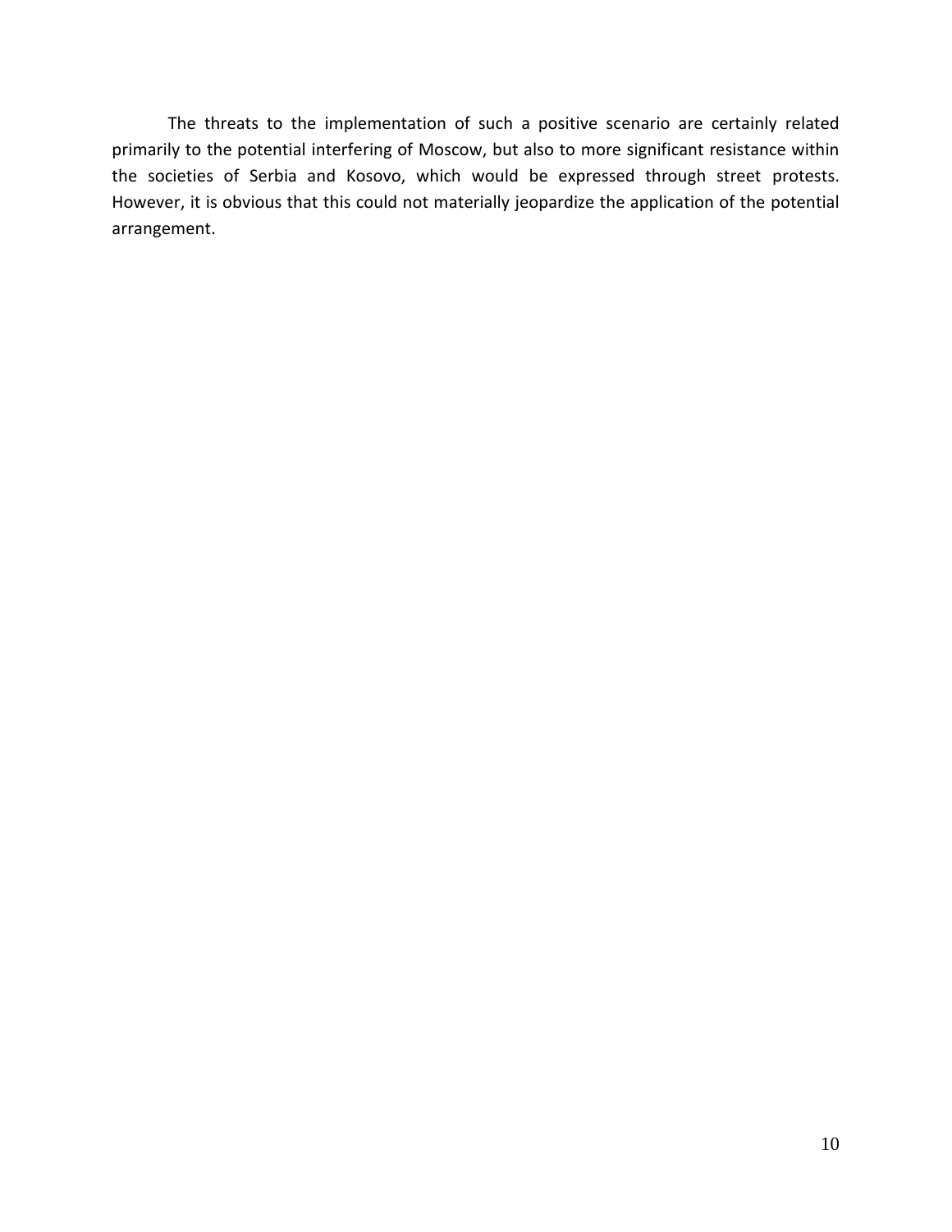The threats to the implementation of such a positive scenario are certainly related primarily to the potential interfering of Moscow, but also to more significant resistance within the societies of Serbia and Kosovo, which would be expressed through street protests. However, it is obvious that this could not materially jeopardize the application of the potential arrangement.